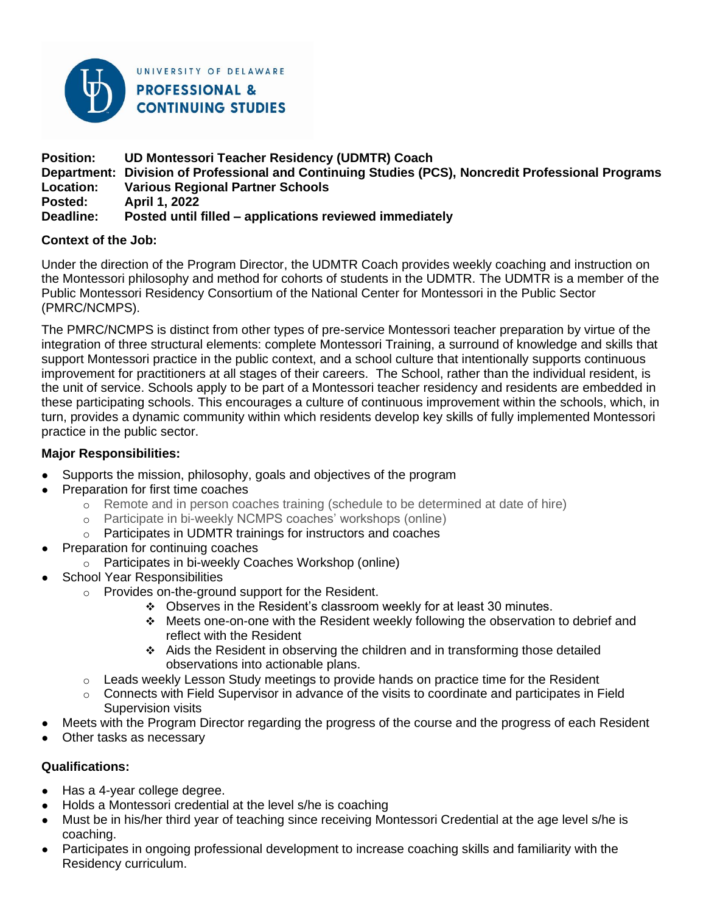UNIVERSITY OF DELAWARE
**PROFESSIONAL & CONTINUING STUDIES**

**Position:** UD Montessori Teacher Residency (UDMTR) Coach
**Department:** Division of Professional and Continuing Studies (PCS), Noncredit Professional Programs
**Location:** Various Regional Partner Schools
**Posted:** April 1, 2022
**Deadline:** Posted until filled – applications reviewed immediately

**Context of the Job:**

Under the direction of the Program Director, the UDMTR Coach provides weekly coaching and instruction on the Montessori philosophy and method for cohorts of students in the UDMTR. The UDMTR is a member of the Public Montessori Residency Consortium of the National Center for Montessori in the Public Sector (PMRC/NCMPS).

The PMRC/NCMPS is distinct from other types of pre-service Montessori teacher preparation by virtue of the integration of three structural elements: complete Montessori Training, a surround of knowledge and skills that support Montessori practice in the public context, and a school culture that intentionally supports continuous improvement for practitioners at all stages of their careers. The School, rather than the individual resident, is the unit of service. Schools apply to be part of a Montessori teacher residency and residents are embedded in these participating schools. This encourages a culture of continuous improvement within the schools, which, in turn, provides a dynamic community within which residents develop key skills of fully implemented Montessori practice in the public sector.

**Major Responsibilities:**

- Supports the mission, philosophy, goals and objectives of the program
- Preparation for first time coaches
  - Remote and in person coaches training (schedule to be determined at date of hire)
  - Participate in bi-weekly NCMPS coaches' workshops (online)
  - Participates in UDMTR trainings for instructors and coaches
- Preparation for continuing coaches
  - Participates in bi-weekly Coaches Workshop (online)
- School Year Responsibilities
  - Provides on-the-ground support for the Resident.
    - Observes in the Resident's classroom weekly for at least 30 minutes.
    - Meets one-on-one with the Resident weekly following the observation to debrief and reflect with the Resident
    - Aids the Resident in observing the children and in transforming those detailed observations into actionable plans.
  - Leads weekly Lesson Study meetings to provide hands on practice time for the Resident
  - Connects with Field Supervisor in advance of the visits to coordinate and participates in Field Supervision visits
- Meets with the Program Director regarding the progress of the course and the progress of each Resident
- Other tasks as necessary

**Qualifications:**

- Has a 4-year college degree.
- Holds a Montessori credential at the level s/he is coaching
- Must be in his/her third year of teaching since receiving Montessori Credential at the age level s/he is coaching.
- Participates in ongoing professional development to increase coaching skills and familiarity with the Residency curriculum.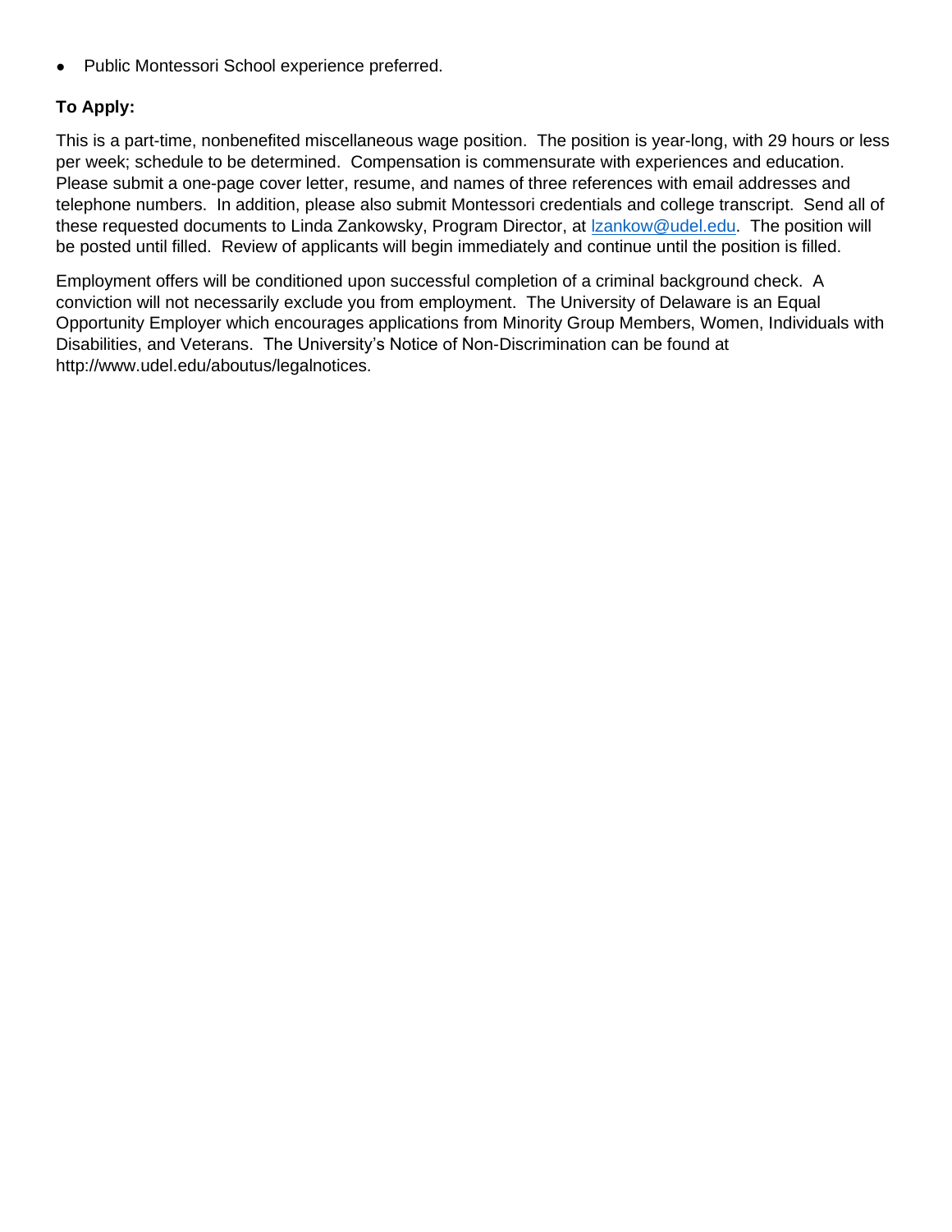- Public Montessori School experience preferred.

**To Apply:**

This is a part-time, nonbenefited miscellaneous wage position. The position is year-long, with 29 hours or less per week; schedule to be determined. Compensation is commensurate with experiences and education. Please submit a one-page cover letter, resume, and names of three references with email addresses and telephone numbers. In addition, please also submit Montessori credentials and college transcript. Send all of these requested documents to Linda Zankowsky, Program Director, at lzankow@udel.edu. The position will be posted until filled. Review of applicants will begin immediately and continue until the position is filled.

Employment offers will be conditioned upon successful completion of a criminal background check. A conviction will not necessarily exclude you from employment. The University of Delaware is an Equal Opportunity Employer which encourages applications from Minority Group Members, Women, Individuals with Disabilities, and Veterans. The University's Notice of Non-Discrimination can be found at http://www.udel.edu/aboutus/legalnotices.